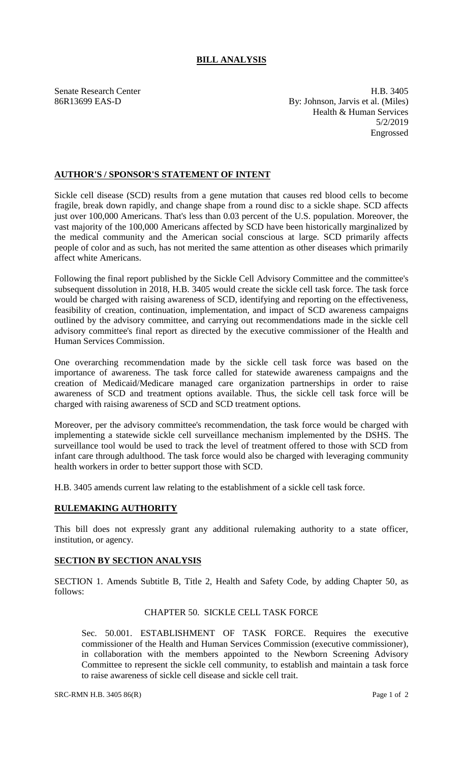# BILL ANALYSIS

Senate Research Center
86R13699 EAS-D

H.B. 3405
By: Johnson, Jarvis et al. (Miles)
Health & Human Services
5/2/2019
Engrossed

## AUTHOR'S / SPONSOR'S STATEMENT OF INTENT

Sickle cell disease (SCD) results from a gene mutation that causes red blood cells to become fragile, break down rapidly, and change shape from a round disc to a sickle shape. SCD affects just over 100,000 Americans. That's less than 0.03 percent of the U.S. population. Moreover, the vast majority of the 100,000 Americans affected by SCD have been historically marginalized by the medical community and the American social conscious at large. SCD primarily affects people of color and as such, has not merited the same attention as other diseases which primarily affect white Americans.

Following the final report published by the Sickle Cell Advisory Committee and the committee's subsequent dissolution in 2018, H.B. 3405 would create the sickle cell task force. The task force would be charged with raising awareness of SCD, identifying and reporting on the effectiveness, feasibility of creation, continuation, implementation, and impact of SCD awareness campaigns outlined by the advisory committee, and carrying out recommendations made in the sickle cell advisory committee's final report as directed by the executive commissioner of the Health and Human Services Commission.

One overarching recommendation made by the sickle cell task force was based on the importance of awareness. The task force called for statewide awareness campaigns and the creation of Medicaid/Medicare managed care organization partnerships in order to raise awareness of SCD and treatment options available. Thus, the sickle cell task force will be charged with raising awareness of SCD and SCD treatment options.

Moreover, per the advisory committee's recommendation, the task force would be charged with implementing a statewide sickle cell surveillance mechanism implemented by the DSHS. The surveillance tool would be used to track the level of treatment offered to those with SCD from infant care through adulthood. The task force would also be charged with leveraging community health workers in order to better support those with SCD.

H.B. 3405 amends current law relating to the establishment of a sickle cell task force.

## RULEMAKING AUTHORITY

This bill does not expressly grant any additional rulemaking authority to a state officer, institution, or agency.

## SECTION BY SECTION ANALYSIS

SECTION 1. Amends Subtitle B, Title 2, Health and Safety Code, by adding Chapter 50, as follows:

CHAPTER 50. SICKLE CELL TASK FORCE

Sec. 50.001. ESTABLISHMENT OF TASK FORCE. Requires the executive commissioner of the Health and Human Services Commission (executive commissioner), in collaboration with the members appointed to the Newborn Screening Advisory Committee to represent the sickle cell community, to establish and maintain a task force to raise awareness of sickle cell disease and sickle cell trait.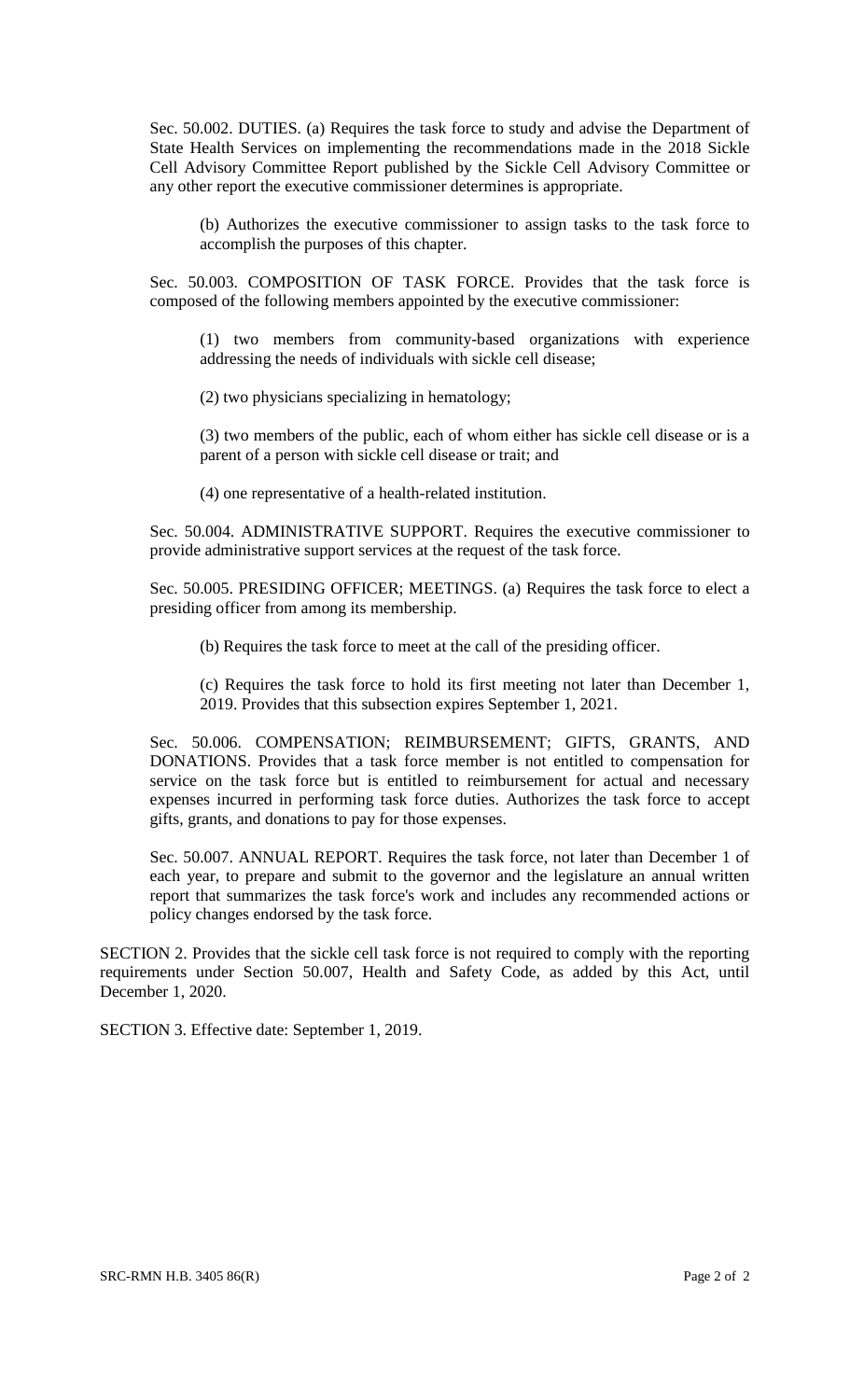Sec. 50.002. DUTIES. (a) Requires the task force to study and advise the Department of State Health Services on implementing the recommendations made in the 2018 Sickle Cell Advisory Committee Report published by the Sickle Cell Advisory Committee or any other report the executive commissioner determines is appropriate.

(b) Authorizes the executive commissioner to assign tasks to the task force to accomplish the purposes of this chapter.

Sec. 50.003. COMPOSITION OF TASK FORCE. Provides that the task force is composed of the following members appointed by the executive commissioner:

(1) two members from community-based organizations with experience addressing the needs of individuals with sickle cell disease;

(2) two physicians specializing in hematology;

(3) two members of the public, each of whom either has sickle cell disease or is a parent of a person with sickle cell disease or trait; and

(4) one representative of a health-related institution.

Sec. 50.004. ADMINISTRATIVE SUPPORT. Requires the executive commissioner to provide administrative support services at the request of the task force.

Sec. 50.005. PRESIDING OFFICER; MEETINGS. (a) Requires the task force to elect a presiding officer from among its membership.

(b) Requires the task force to meet at the call of the presiding officer.

(c) Requires the task force to hold its first meeting not later than December 1, 2019. Provides that this subsection expires September 1, 2021.

Sec. 50.006. COMPENSATION; REIMBURSEMENT; GIFTS, GRANTS, AND DONATIONS. Provides that a task force member is not entitled to compensation for service on the task force but is entitled to reimbursement for actual and necessary expenses incurred in performing task force duties. Authorizes the task force to accept gifts, grants, and donations to pay for those expenses.

Sec. 50.007. ANNUAL REPORT. Requires the task force, not later than December 1 of each year, to prepare and submit to the governor and the legislature an annual written report that summarizes the task force's work and includes any recommended actions or policy changes endorsed by the task force.

SECTION 2. Provides that the sickle cell task force is not required to comply with the reporting requirements under Section 50.007, Health and Safety Code, as added by this Act, until December 1, 2020.

SECTION 3. Effective date: September 1, 2019.